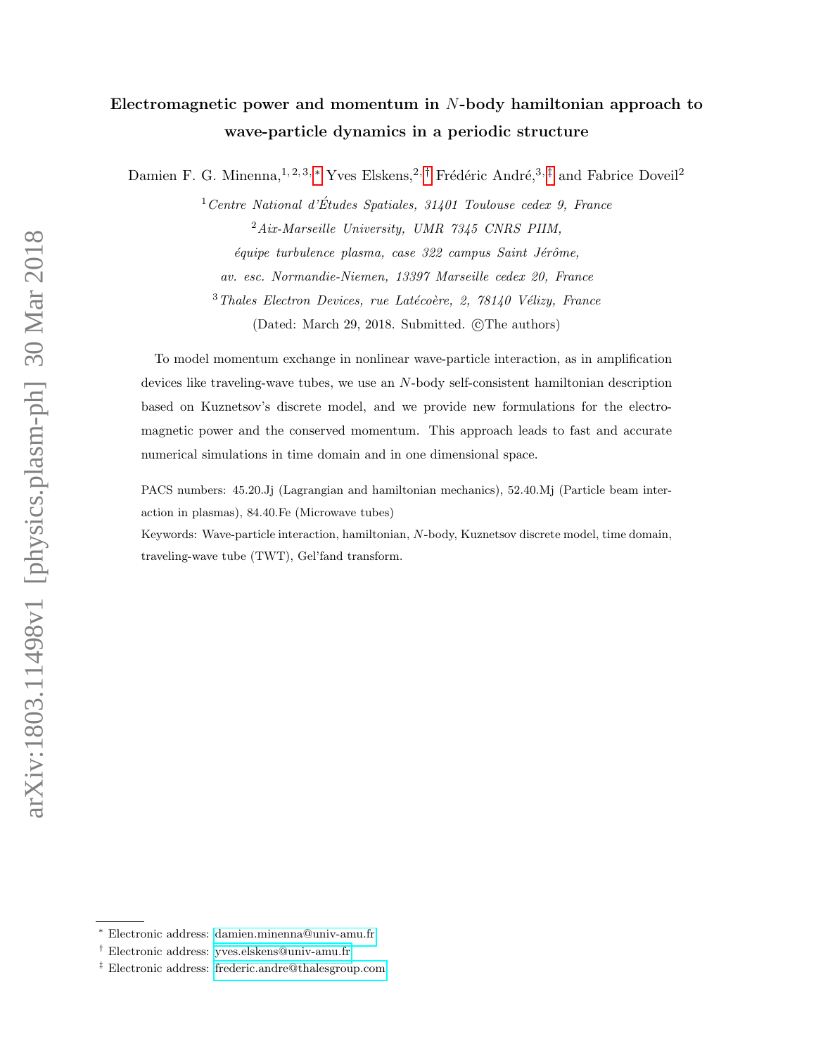# Electromagnetic power and momentum in $N$-body hamiltonian approach to wave-particle dynamics in a periodic structure

Damien F. G. Minenna,[1,2,3,*] Yves Elskens,[2,†] Frédéric André,[3,‡] and Fabrice Doveil[2]

[1] *Centre National d'Études Spatiales, 31401 Toulouse cedex 9, France*

[2] *Aix-Marseille University, UMR 7345 CNRS PIIM, équipe turbulence plasma, case 322 campus Saint Jérôme, av. esc. Normandie-Niemen, 13397 Marseille cedex 20, France*

[3] *Thales Electron Devices, rue Latécoère, 2, 78140 Vélizy, France*

(Dated: March 29, 2018. Submitted. ©The authors)

To model momentum exchange in nonlinear wave-particle interaction, as in amplification devices like traveling-wave tubes, we use an $N$-body self-consistent hamiltonian description based on Kuznetsov's discrete model, and we provide new formulations for the electromagnetic power and the conserved momentum. This approach leads to fast and accurate numerical simulations in time domain and in one dimensional space.

PACS numbers: 45.20.Jj (Lagrangian and hamiltonian mechanics), 52.40.Mj (Particle beam interaction in plasmas), 84.40.Fe (Microwave tubes)

Keywords: Wave-particle interaction, hamiltonian, $N$-body, Kuznetsov discrete model, time domain, traveling-wave tube (TWT), Gel'fand transform.

---

[*] Electronic address: damien.minenna@univ-amu.fr

[†] Electronic address: yves.elskens@univ-amu.fr

[‡] Electronic address: frederic.andre@thalesgroup.com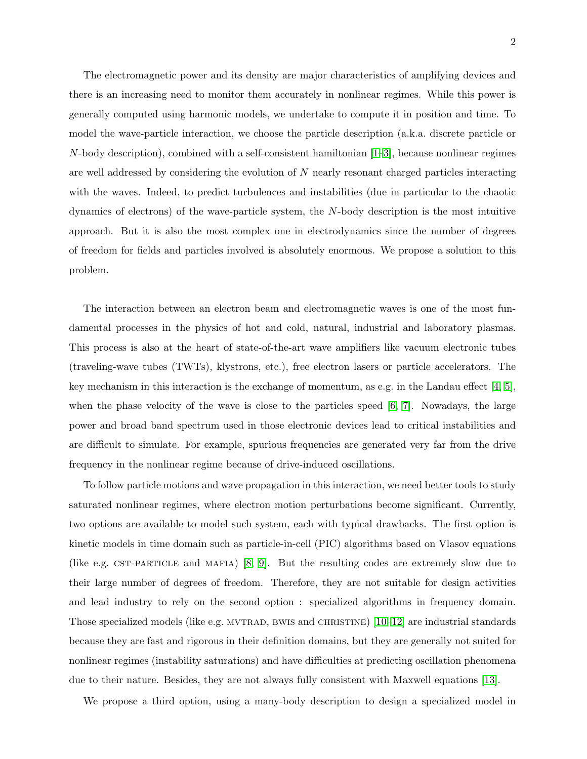The electromagnetic power and its density are major characteristics of amplifying devices and there is an increasing need to monitor them accurately in nonlinear regimes. While this power is generally computed using harmonic models, we undertake to compute it in position and time. To model the wave-particle interaction, we choose the particle description (a.k.a. discrete particle or $N$-body description), combined with a self-consistent hamiltonian [1–3], because nonlinear regimes are well addressed by considering the evolution of $N$ nearly resonant charged particles interacting with the waves. Indeed, to predict turbulences and instabilities (due in particular to the chaotic dynamics of electrons) of the wave-particle system, the $N$-body description is the most intuitive approach. But it is also the most complex one in electrodynamics since the number of degrees of freedom for fields and particles involved is absolutely enormous. We propose a solution to this problem.

The interaction between an electron beam and electromagnetic waves is one of the most fundamental processes in the physics of hot and cold, natural, industrial and laboratory plasmas. This process is also at the heart of state-of-the-art wave amplifiers like vacuum electronic tubes (traveling-wave tubes (TWTs), klystrons, etc.), free electron lasers or particle accelerators. The key mechanism in this interaction is the exchange of momentum, as e.g. in the Landau effect [4, 5], when the phase velocity of the wave is close to the particles speed [6, 7]. Nowadays, the large power and broad band spectrum used in those electronic devices lead to critical instabilities and are difficult to simulate. For example, spurious frequencies are generated very far from the drive frequency in the nonlinear regime because of drive-induced oscillations.

To follow particle motions and wave propagation in this interaction, we need better tools to study saturated nonlinear regimes, where electron motion perturbations become significant. Currently, two options are available to model such system, each with typical drawbacks. The first option is kinetic models in time domain such as particle-in-cell (PIC) algorithms based on Vlasov equations (like e.g. CST-PARTICLE and MAFIA) [8, 9]. But the resulting codes are extremely slow due to their large number of degrees of freedom. Therefore, they are not suitable for design activities and lead industry to rely on the second option : specialized algorithms in frequency domain. Those specialized models (like e.g. MVTRAD, BWIS and CHRISTINE) [10–12] are industrial standards because they are fast and rigorous in their definition domains, but they are generally not suited for nonlinear regimes (instability saturations) and have difficulties at predicting oscillation phenomena due to their nature. Besides, they are not always fully consistent with Maxwell equations [13].

We propose a third option, using a many-body description to design a specialized model in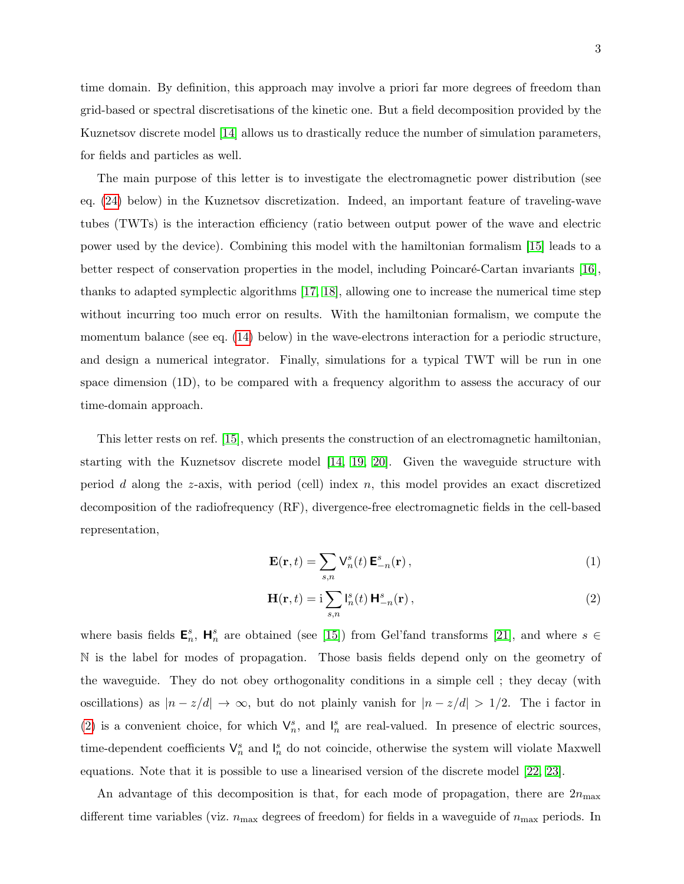time domain. By definition, this approach may involve a priori far more degrees of freedom than grid-based or spectral discretisations of the kinetic one. But a field decomposition provided by the Kuznetsov discrete model [14] allows us to drastically reduce the number of simulation parameters, for fields and particles as well.

The main purpose of this letter is to investigate the electromagnetic power distribution (see eq. (24) below) in the Kuznetsov discretization. Indeed, an important feature of traveling-wave tubes (TWTs) is the interaction efficiency (ratio between output power of the wave and electric power used by the device). Combining this model with the hamiltonian formalism [15] leads to a better respect of conservation properties in the model, including Poincaré-Cartan invariants [16], thanks to adapted symplectic algorithms [17, 18], allowing one to increase the numerical time step without incurring too much error on results. With the hamiltonian formalism, we compute the momentum balance (see eq. (14) below) in the wave-electrons interaction for a periodic structure, and design a numerical integrator. Finally, simulations for a typical TWT will be run in one space dimension (1D), to be compared with a frequency algorithm to assess the accuracy of our time-domain approach.

This letter rests on ref. [15], which presents the construction of an electromagnetic hamiltonian, starting with the Kuznetsov discrete model [14, 19, 20]. Given the waveguide structure with period $d$ along the $z$-axis, with period (cell) index $n$, this model provides an exact discretized decomposition of the radiofrequency (RF), divergence-free electromagnetic fields in the cell-based representation,

$$\mathbf{E}(\mathbf{r},t) = \sum_{s,n} \mathsf{V}_n^s(t)\, \boldsymbol{\mathsf{E}}_{-n}^s(\mathbf{r})\,, \tag{1}$$

$$\mathbf{H}(\mathbf{r},t) = \mathrm{i} \sum_{s,n} \mathsf{I}_n^s(t)\, \boldsymbol{\mathsf{H}}_{-n}^s(\mathbf{r})\,, \tag{2}$$

where basis fields $\boldsymbol{\mathsf{E}}_n^s$, $\boldsymbol{\mathsf{H}}_n^s$ are obtained (see [15]) from Gel'fand transforms [21], and where $s \in \mathbb{N}$ is the label for modes of propagation. Those basis fields depend only on the geometry of the waveguide. They do not obey orthogonality conditions in a simple cell ; they decay (with oscillations) as $|n - z/d| \to \infty$, but do not plainly vanish for $|n - z/d| > 1/2$. The i factor in (2) is a convenient choice, for which $\mathsf{V}_n^s$, and $\mathsf{I}_n^s$ are real-valued. In presence of electric sources, time-dependent coefficients $\mathsf{V}_n^s$ and $\mathsf{I}_n^s$ do not coincide, otherwise the system will violate Maxwell equations. Note that it is possible to use a linearised version of the discrete model [22, 23].

An advantage of this decomposition is that, for each mode of propagation, there are $2n_{\max}$ different time variables (viz. $n_{\max}$ degrees of freedom) for fields in a waveguide of $n_{\max}$ periods. In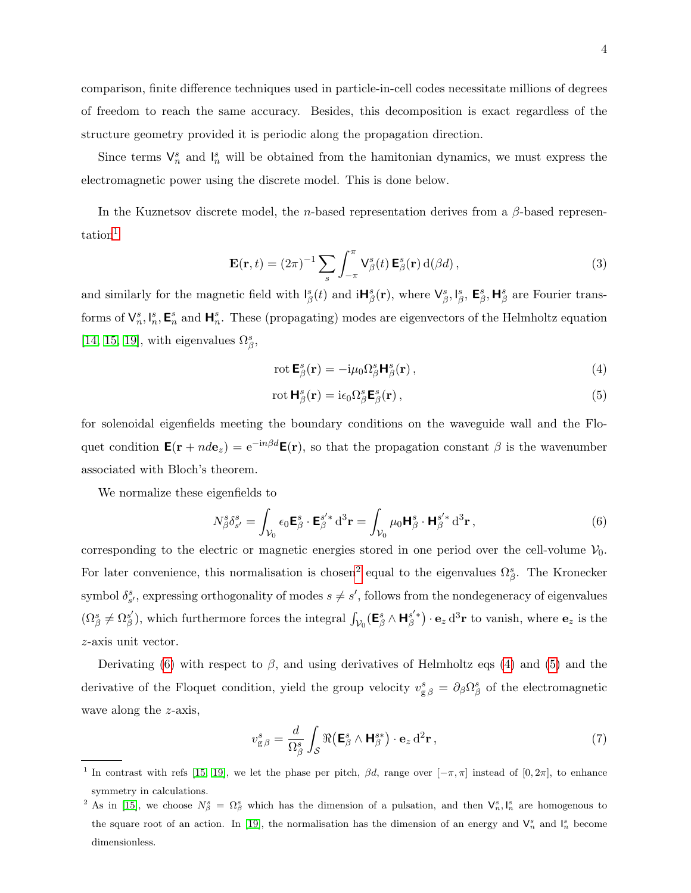comparison, finite difference techniques used in particle-in-cell codes necessitate millions of degrees of freedom to reach the same accuracy. Besides, this decomposition is exact regardless of the structure geometry provided it is periodic along the propagation direction.

Since terms $\mathsf{V}_n^s$ and $\mathsf{I}_n^s$ will be obtained from the hamitonian dynamics, we must express the electromagnetic power using the discrete model. This is done below.

In the Kuznetsov discrete model, the $n$-based representation derives from a $\beta$-based representation[1]

$$\mathbf{E}(\mathbf{r},t) = (2\pi)^{-1} \sum_s \int_{-\pi}^{\pi} \mathsf{V}_\beta^s(t)\, \mathbf{E}_\beta^s(\mathbf{r})\, \mathrm{d}(\beta d)\,, \tag{3}$$

and similarly for the magnetic field with $\mathsf{I}_\beta^s(t)$ and $\mathrm{i}\mathbf{H}_\beta^s(\mathbf{r})$, where $\mathsf{V}_\beta^s, \mathsf{I}_\beta^s$, $\mathbf{E}_\beta^s, \mathbf{H}_\beta^s$ are Fourier transforms of $\mathsf{V}_n^s, \mathsf{I}_n^s, \mathbf{E}_n^s$ and $\mathbf{H}_n^s$. These (propagating) modes are eigenvectors of the Helmholtz equation [14, 15, 19], with eigenvalues $\Omega_\beta^s$,

$$\mathrm{rot}\, \mathbf{E}_\beta^s(\mathbf{r}) = -\mathrm{i}\mu_0 \Omega_\beta^s \mathbf{H}_\beta^s(\mathbf{r})\,, \tag{4}$$

$$\mathrm{rot}\, \mathbf{H}_\beta^s(\mathbf{r}) = \mathrm{i}\epsilon_0 \Omega_\beta^s \mathbf{E}_\beta^s(\mathbf{r})\,, \tag{5}$$

for solenoidal eigenfields meeting the boundary conditions on the waveguide wall and the Floquet condition $\mathbf{E}(\mathbf{r} + nd\mathbf{e}_z) = \mathrm{e}^{-\mathrm{i}n\beta d}\mathbf{E}(\mathbf{r})$, so that the propagation constant $\beta$ is the wavenumber associated with Bloch's theorem.

We normalize these eigenfields to

$$N_\beta^s \delta_{s'}^s = \int_{\mathcal{V}_0} \epsilon_0 \mathbf{E}_\beta^s \cdot \mathbf{E}_\beta^{s'*}\, \mathrm{d}^3\mathbf{r} = \int_{\mathcal{V}_0} \mu_0 \mathbf{H}_\beta^s \cdot \mathbf{H}_\beta^{s'*}\, \mathrm{d}^3\mathbf{r}\,, \tag{6}$$

corresponding to the electric or magnetic energies stored in one period over the cell-volume $\mathcal{V}_0$. For later convenience, this normalisation is chosen[2] equal to the eigenvalues $\Omega_\beta^s$. The Kronecker symbol $\delta_{s'}^s$, expressing orthogonality of modes $s \neq s'$, follows from the nondegeneracy of eigenvalues ($\Omega_\beta^s \neq \Omega_\beta^{s'}$), which furthermore forces the integral $\int_{\mathcal{V}_0} (\mathbf{E}_\beta^s \wedge \mathbf{H}_\beta^{s'*}) \cdot \mathbf{e}_z\, \mathrm{d}^3\mathbf{r}$ to vanish, where $\mathbf{e}_z$ is the $z$-axis unit vector.

Derivating (6) with respect to $\beta$, and using derivatives of Helmholtz eqs (4) and (5) and the derivative of the Floquet condition, yield the group velocity $v_{\mathrm{g}\,\beta}^s = \partial_\beta \Omega_\beta^s$ of the electromagnetic wave along the $z$-axis,

$$v_{\mathrm{g}\,\beta}^s = \frac{d}{\Omega_\beta^s} \int_{\mathcal{S}} \Re\big(\mathbf{E}_\beta^s \wedge \mathbf{H}_\beta^{s*}\big) \cdot \mathbf{e}_z\, \mathrm{d}^2\mathbf{r}\,, \tag{7}$$

---

[1] In contrast with refs [15, 19], we let the phase per pitch, $\beta d$, range over $[-\pi, \pi]$ instead of $[0, 2\pi]$, to enhance symmetry in calculations.

[2] As in [15], we choose $N_\beta^s = \Omega_\beta^s$ which has the dimension of a pulsation, and then $\mathsf{V}_n^s, \mathsf{I}_n^s$ are homogenous to the square root of an action. In [19], the normalisation has the dimension of an energy and $\mathsf{V}_n^s$ and $\mathsf{I}_n^s$ become dimensionless.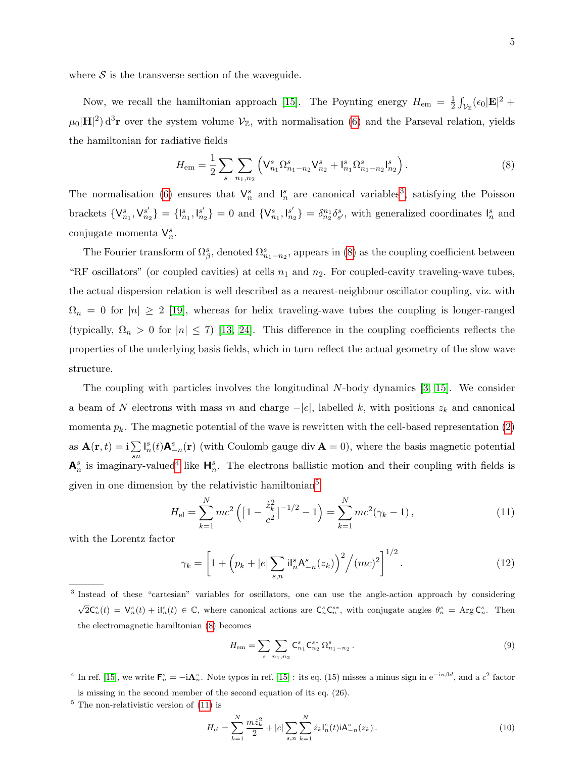where $\mathcal{S}$ is the transverse section of the waveguide.

Now, we recall the hamiltonian approach [15]. The Poynting energy $H_{\rm em} = \frac{1}{2}\int_{\mathcal{V}_{\mathbb{Z}}}(\epsilon_0|\mathbf{E}|^2 + \mu_0|\mathbf{H}|^2)\,\mathrm{d}^3\mathbf{r}$ over the system volume $\mathcal{V}_{\mathbb{Z}}$, with normalisation (6) and the Parseval relation, yields the hamiltonian for radiative fields

$$H_{\rm em} = \frac{1}{2}\sum_s \sum_{n_1,n_2} \left( \mathsf{V}^s_{n_1}\,\Omega^s_{n_1-n_2}\mathsf{V}^s_{n_2} + \mathsf{I}^s_{n_1}\,\Omega^s_{n_1-n_2}\mathsf{I}^s_{n_2} \right). \tag{8}$$

The normalisation (6) ensures that $\mathsf{V}^s_n$ and $\mathsf{I}^s_n$ are canonical variables[3], satisfying the Poisson brackets $\{\mathsf{V}^s_{n_1}, \mathsf{V}^{s'}_{n_2}\} = \{\mathsf{I}^s_{n_1}, \mathsf{I}^{s'}_{n_2}\} = 0$ and $\{\mathsf{V}^s_{n_1}, \mathsf{I}^{s'}_{n_2}\} = \delta^{n_1}_{n_2}\delta^s_{s'}$, with generalized coordinates $\mathsf{I}^s_n$ and conjugate momenta $\mathsf{V}^s_n$.

The Fourier transform of $\Omega^s_\beta$, denoted $\Omega^s_{n_1-n_2}$, appears in (8) as the coupling coefficient between "RF oscillators" (or coupled cavities) at cells $n_1$ and $n_2$. For coupled-cavity traveling-wave tubes, the actual dispersion relation is well described as a nearest-neighbour oscillator coupling, viz. with $\Omega_n = 0$ for $|n| \geq 2$ [19], whereas for helix traveling-wave tubes the coupling is longer-ranged (typically, $\Omega_n > 0$ for $|n| \leq 7$) [13, 24]. This difference in the coupling coefficients reflects the properties of the underlying basis fields, which in turn reflect the actual geometry of the slow wave structure.

The coupling with particles involves the longitudinal $N$-body dynamics [3, 15]. We consider a beam of $N$ electrons with mass $m$ and charge $-|e|$, labelled $k$, with positions $z_k$ and canonical momenta $p_k$. The magnetic potential of the wave is rewritten with the cell-based representation (2) as $\mathbf{A}(\mathbf{r},t) = \mathrm{i}\sum_{sn} \mathsf{I}^s_n(t)\mathsf{\mathbf{A}}^s_{-n}(\mathbf{r})$ (with Coulomb gauge $\operatorname{div}\mathbf{A} = 0$), where the basis magnetic potential $\mathsf{\mathbf{A}}^s_n$ is imaginary-valued[4] like $\mathsf{\mathbf{H}}^s_n$. The electrons ballistic motion and their coupling with fields is given in one dimension by the relativistic hamiltonian[5]

$$H_{\rm el} = \sum_{k=1}^N mc^2 \left( \left[1 - \frac{\dot{z}_k^2}{c^2}\right]^{-1/2} - 1 \right) = \sum_{k=1}^N mc^2(\gamma_k - 1)\,, \tag{11}$$

with the Lorentz factor

$$\gamma_k = \left[ 1 + \left( p_k + |e| \sum_{s,n} \mathrm{i}\mathsf{I}^s_n \mathsf{A}^s_{-n}(z_k) \right)^2 \Big/ (mc)^2 \right]^{1/2}. \tag{12}$$

---

[3] Instead of these "cartesian" variables for oscillators, one can use the angle-action approach by considering $\sqrt{2}\mathsf{C}^s_n(t) = \mathsf{V}^s_n(t) + \mathrm{i}\mathsf{I}^s_n(t) \in \mathbb{C}$, where canonical actions are $\mathsf{C}^s_n\mathsf{C}^{s*}_n$, with conjugate angles $\theta^s_n = \operatorname{Arg}\mathsf{C}^s_n$. Then the electromagnetic hamiltonian (8) becomes

$$H_{\rm em} = \sum_s \sum_{n_1,n_2} \mathsf{C}^s_{n_1}\mathsf{C}^{s*}_{n_2}\,\Omega^s_{n_1-n_2}\,. \tag{9}$$

[4] In ref. [15], we write $\mathsf{\mathbf{F}}^s_n = -\mathrm{i}\mathsf{\mathbf{A}}^s_n$. Note typos in ref. [15] : its eq. (15) misses a minus sign in $\mathrm{e}^{-\mathrm{i}n\beta d}$, and a $c^2$ factor is missing in the second member of the second equation of its eq. (26).

[5] The non-relativistic version of (11) is

$$H_{\rm el} = \sum_{k=1}^N \frac{m\dot{z}_k^2}{2} + |e| \sum_{s,n}\sum_{k=1}^N \dot{z}_k \mathsf{I}^s_n(t)\mathrm{i}\mathsf{A}^s_{-n}(z_k)\,. \tag{10}$$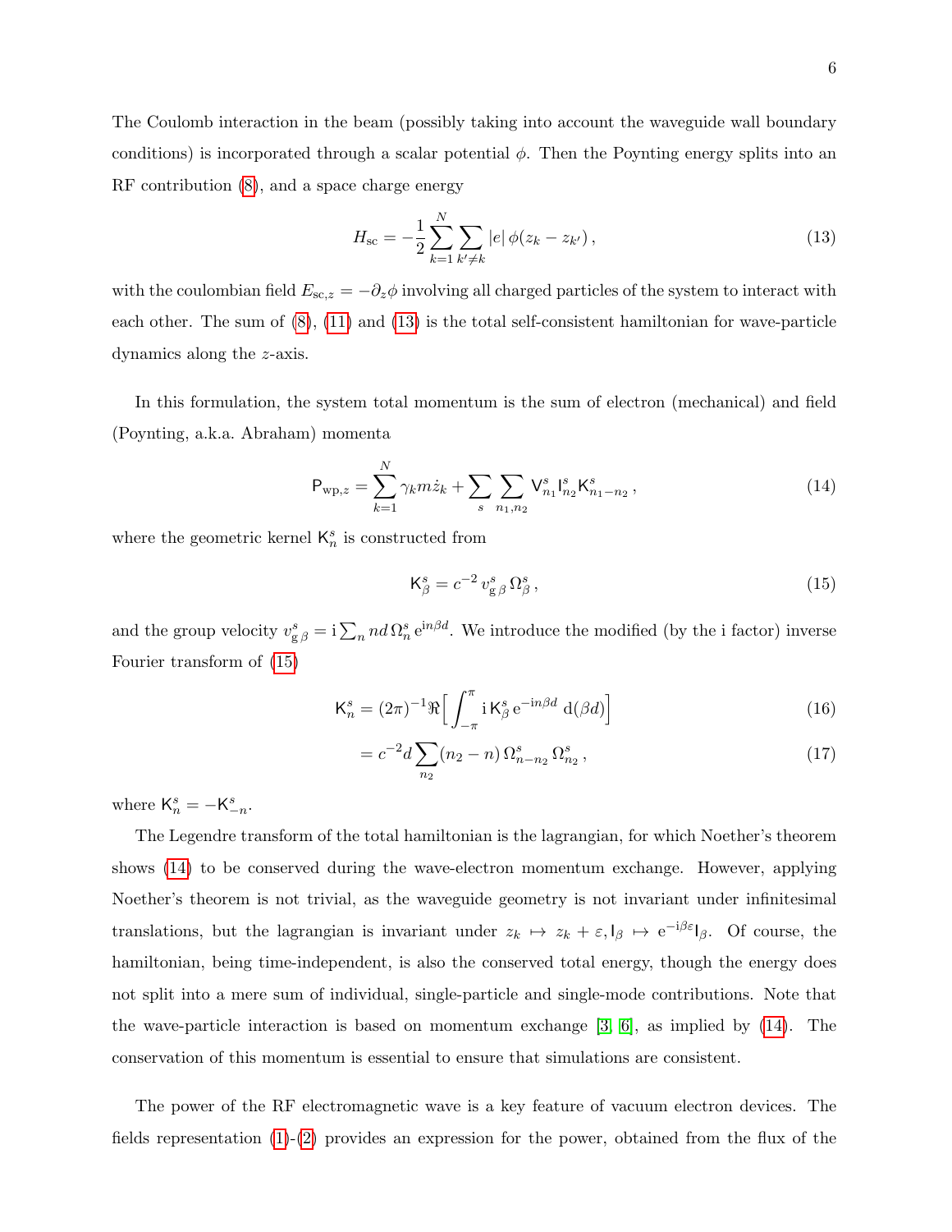The Coulomb interaction in the beam (possibly taking into account the waveguide wall boundary conditions) is incorporated through a scalar potential $\phi$. Then the Poynting energy splits into an RF contribution (8), and a space charge energy

$$H_{\rm sc} = -\frac{1}{2}\sum_{k=1}^{N}\sum_{k'\neq k} |e|\,\phi(z_k - z_{k'})\,, \tag{13}$$

with the coulombian field $E_{{\rm sc},z} = -\partial_z \phi$ involving all charged particles of the system to interact with each other. The sum of (8), (11) and (13) is the total self-consistent hamiltonian for wave-particle dynamics along the $z$-axis.

In this formulation, the system total momentum is the sum of electron (mechanical) and field (Poynting, a.k.a. Abraham) momenta

$$\mathsf{P}_{{\rm wp},z} = \sum_{k=1}^{N}\gamma_k m \dot{z}_k + \sum_{s}\sum_{n_1,n_2} \mathsf{V}^s_{n_1}\mathsf{I}^s_{n_2}\mathsf{K}^s_{n_1-n_2}\,, \tag{14}$$

where the geometric kernel $\mathsf{K}^s_n$ is constructed from

$$\mathsf{K}^s_\beta = c^{-2}\, v^s_{{\rm g}\,\beta}\, \Omega^s_\beta\,, \tag{15}$$

and the group velocity $v^s_{{\rm g}\,\beta} = {\rm i}\sum_n nd\,\Omega^s_n\,{\rm e}^{{\rm i}n\beta d}$. We introduce the modified (by the i factor) inverse Fourier transform of (15)

$$\mathsf{K}^s_n = (2\pi)^{-1}\Re\Big[\int_{-\pi}^{\pi} {\rm i}\,\mathsf{K}^s_\beta\,{\rm e}^{-{\rm i}n\beta d}\;{\rm d}(\beta d)\Big] \tag{16}$$

$$= c^{-2} d \sum_{n_2} (n_2 - n)\,\Omega^s_{n-n_2}\,\Omega^s_{n_2}\,, \tag{17}$$

where $\mathsf{K}^s_n = -\mathsf{K}^s_{-n}$.

The Legendre transform of the total hamiltonian is the lagrangian, for which Noether's theorem shows (14) to be conserved during the wave-electron momentum exchange. However, applying Noether's theorem is not trivial, as the waveguide geometry is not invariant under infinitesimal translations, but the lagrangian is invariant under $z_k \mapsto z_k + \varepsilon, \mathsf{I}_\beta \mapsto {\rm e}^{-{\rm i}\beta\varepsilon}\mathsf{I}_\beta$. Of course, the hamiltonian, being time-independent, is also the conserved total energy, though the energy does not split into a mere sum of individual, single-particle and single-mode contributions. Note that the wave-particle interaction is based on momentum exchange [3, 6], as implied by (14). The conservation of this momentum is essential to ensure that simulations are consistent.

The power of the RF electromagnetic wave is a key feature of vacuum electron devices. The fields representation (1)-(2) provides an expression for the power, obtained from the flux of the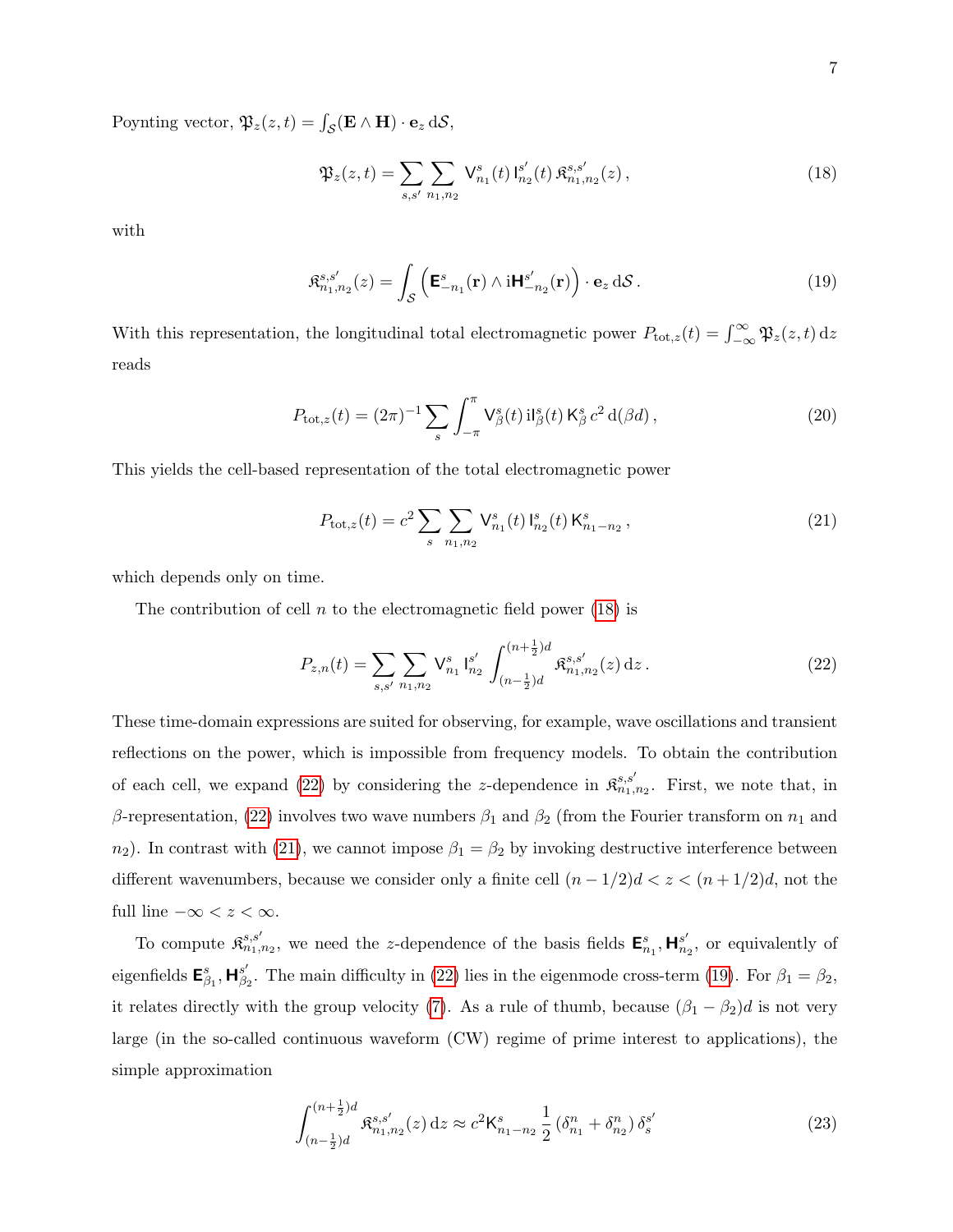Poynting vector, $\mathfrak{P}_z(z,t) = \int_{\mathcal{S}} (\mathbf{E} \wedge \mathbf{H}) \cdot \mathbf{e}_z \, \mathrm{d}\mathcal{S}$,

$$\mathfrak{P}_z(z,t) = \sum_{s,s'} \sum_{n_1,n_2} \mathsf{V}^s_{n_1}(t)\, \mathsf{I}^{s'}_{n_2}(t)\, \mathfrak{K}^{s,s'}_{n_1,n_2}(z)\,, \tag{18}$$

with

$$\mathfrak{K}^{s,s'}_{n_1,n_2}(z) = \int_{\mathcal{S}} \left( \mathsf{E}^s_{-n_1}(\mathbf{r}) \wedge \mathrm{i}\mathsf{H}^{s'}_{-n_2}(\mathbf{r}) \right) \cdot \mathbf{e}_z \, \mathrm{d}\mathcal{S}\,. \tag{19}$$

With this representation, the longitudinal total electromagnetic power $P_{\mathrm{tot},z}(t) = \int_{-\infty}^{\infty} \mathfrak{P}_z(z,t)\,\mathrm{d}z$ reads

$$P_{\mathrm{tot},z}(t) = (2\pi)^{-1} \sum_s \int_{-\pi}^{\pi} \mathsf{V}^s_\beta(t)\, \mathrm{i}\mathsf{I}^s_\beta(t)\, \mathsf{K}^s_\beta\, c^2\, \mathrm{d}(\beta d)\,, \tag{20}$$

This yields the cell-based representation of the total electromagnetic power

$$P_{\mathrm{tot},z}(t) = c^2 \sum_s \sum_{n_1,n_2} \mathsf{V}^s_{n_1}(t)\, \mathsf{I}^s_{n_2}(t)\, \mathsf{K}^s_{n_1-n_2}\,, \tag{21}$$

which depends only on time.

The contribution of cell $n$ to the electromagnetic field power (18) is

$$P_{z,n}(t) = \sum_{s,s'} \sum_{n_1,n_2} \mathsf{V}^s_{n_1}\, \mathsf{I}^{s'}_{n_2} \int_{(n-\frac{1}{2})d}^{(n+\frac{1}{2})d} \mathfrak{K}^{s,s'}_{n_1,n_2}(z)\,\mathrm{d}z\,. \tag{22}$$

These time-domain expressions are suited for observing, for example, wave oscillations and transient reflections on the power, which is impossible from frequency models. To obtain the contribution of each cell, we expand (22) by considering the $z$-dependence in $\mathfrak{K}^{s,s'}_{n_1,n_2}$. First, we note that, in $\beta$-representation, (22) involves two wave numbers $\beta_1$ and $\beta_2$ (from the Fourier transform on $n_1$ and $n_2$). In contrast with (21), we cannot impose $\beta_1 = \beta_2$ by invoking destructive interference between different wavenumbers, because we consider only a finite cell $(n-1/2)d < z < (n+1/2)d$, not the full line $-\infty < z < \infty$.

To compute $\mathfrak{K}^{s,s'}_{n_1,n_2}$, we need the $z$-dependence of the basis fields $\mathsf{E}^s_{n_1}, \mathsf{H}^{s'}_{n_2}$, or equivalently of eigenfields $\mathsf{E}^s_{\beta_1}, \mathsf{H}^{s'}_{\beta_2}$. The main difficulty in (22) lies in the eigenmode cross-term (19). For $\beta_1 = \beta_2$, it relates directly with the group velocity (7). As a rule of thumb, because $(\beta_1 - \beta_2)d$ is not very large (in the so-called continuous waveform (CW) regime of prime interest to applications), the simple approximation

$$\int_{(n-\frac{1}{2})d}^{(n+\frac{1}{2})d} \mathfrak{K}^{s,s'}_{n_1,n_2}(z)\,\mathrm{d}z \approx c^2 \mathsf{K}^s_{n_1-n_2}\, \frac{1}{2}\,(\delta^n_{n_1} + \delta^n_{n_2})\, \delta^{s'}_s \tag{23}$$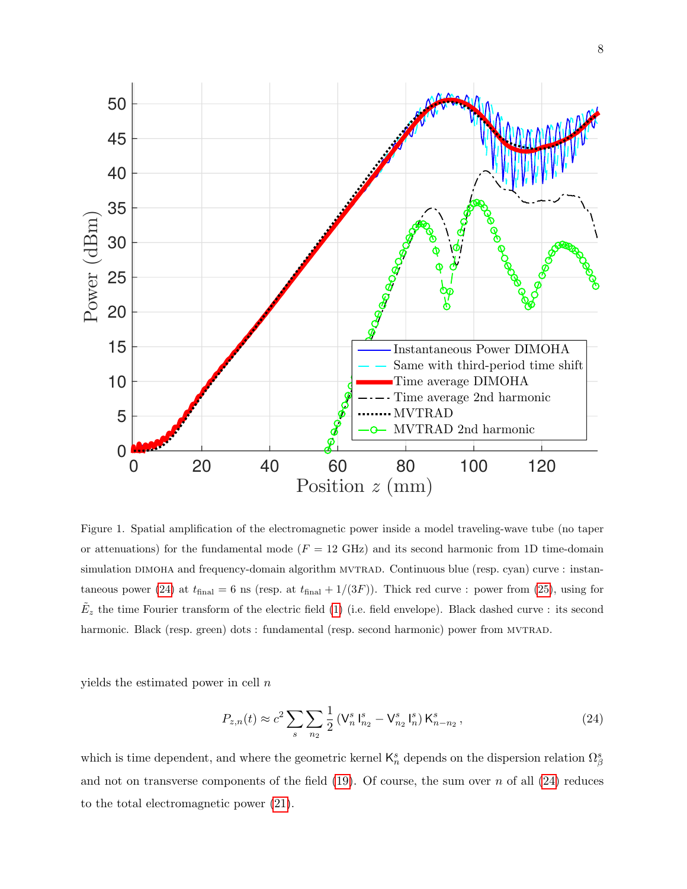Figure 1. Spatial amplification of the electromagnetic power inside a model traveling-wave tube (no taper or attenuations) for the fundamental mode ($F = 12$ GHz) and its second harmonic from 1D time-domain simulation DIMOHA and frequency-domain algorithm MVTRAD. Continuous blue (resp. cyan) curve : instantaneous power (24) at $t_{\text{final}} = 6$ ns (resp. at $t_{\text{final}} + 1/(3F)$). Thick red curve : power from (25), using for $\tilde{E}_z$ the time Fourier transform of the electric field (1) (i.e. field envelope). Black dashed curve : its second harmonic. Black (resp. green) dots : fundamental (resp. second harmonic) power from MVTRAD.

yields the estimated power in cell $n$

$$P_{z,n}(t) \approx c^2 \sum_s \sum_{n_2} \frac{1}{2} \left( \mathsf{V}_n^s \, \mathsf{I}_{n_2}^s - \mathsf{V}_{n_2}^s \, \mathsf{I}_n^s \right) \mathsf{K}_{n-n_2}^s \,, \tag{24}$$

which is time dependent, and where the geometric kernel $\mathsf{K}_n^s$ depends on the dispersion relation $\Omega_\beta^s$ and not on transverse components of the field (19). Of course, the sum over $n$ of all (24) reduces to the total electromagnetic power (21).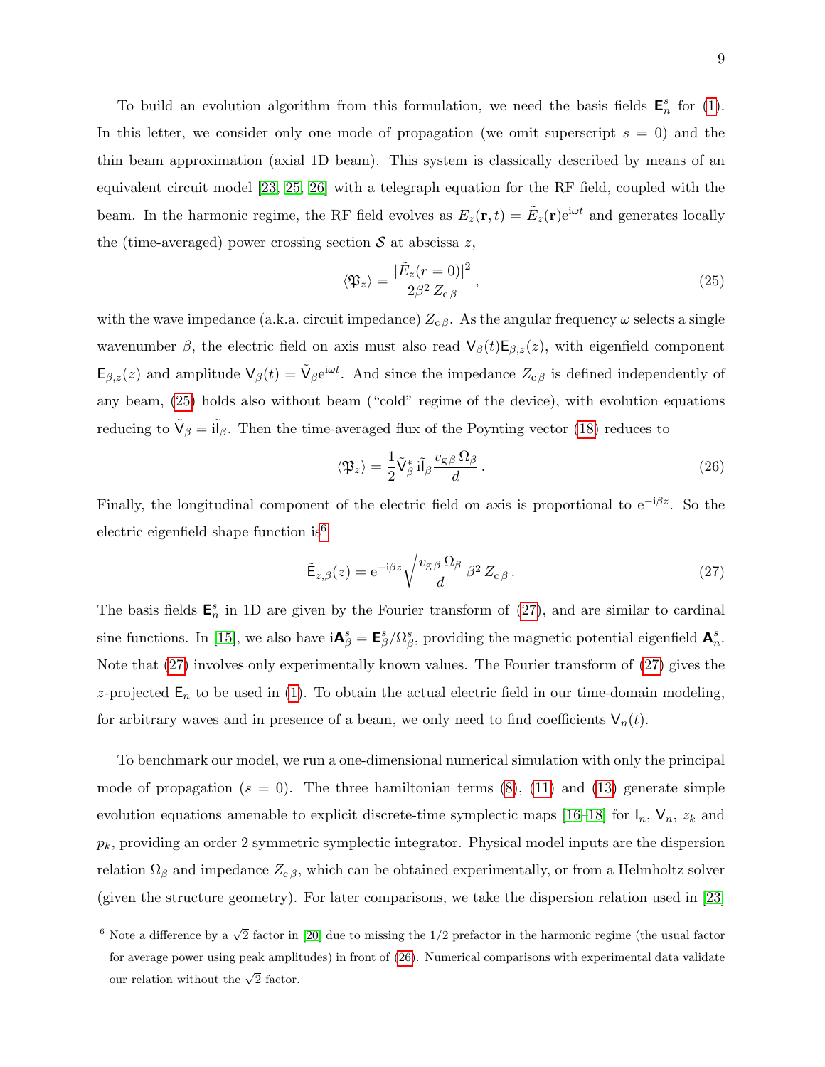To build an evolution algorithm from this formulation, we need the basis fields $\mathsf{E}^s_n$ for (1). In this letter, we consider only one mode of propagation (we omit superscript $s = 0$) and the thin beam approximation (axial 1D beam). This system is classically described by means of an equivalent circuit model [23, 25, 26] with a telegraph equation for the RF field, coupled with the beam. In the harmonic regime, the RF field evolves as $E_z(\mathbf{r}, t) = \tilde{E}_z(\mathbf{r})\mathrm{e}^{\mathrm{i}\omega t}$ and generates locally the (time-averaged) power crossing section $\mathcal{S}$ at abscissa $z$,

$$\langle \mathfrak{P}_z \rangle = \frac{|\tilde{E}_z(r = 0)|^2}{2\beta^2 \, Z_{\mathrm{c}\,\beta}} \,, \tag{25}$$

with the wave impedance (a.k.a. circuit impedance) $Z_{\mathrm{c}\,\beta}$. As the angular frequency $\omega$ selects a single wavenumber $\beta$, the electric field on axis must also read $\mathsf{V}_\beta(t)\mathsf{E}_{\beta,z}(z)$, with eigenfield component $\mathsf{E}_{\beta,z}(z)$ and amplitude $\mathsf{V}_\beta(t) = \tilde{\mathsf{V}}_\beta \mathrm{e}^{\mathrm{i}\omega t}$. And since the impedance $Z_{\mathrm{c}\,\beta}$ is defined independently of any beam, (25) holds also without beam ("cold" regime of the device), with evolution equations reducing to $\tilde{\mathsf{V}}_\beta = \mathrm{i}\tilde{\mathsf{I}}_\beta$. Then the time-averaged flux of the Poynting vector (18) reduces to

$$\langle \mathfrak{P}_z \rangle = \frac{1}{2} \tilde{\mathsf{V}}^*_\beta \, \mathrm{i}\tilde{\mathsf{I}}_\beta \frac{v_{\mathrm{g}\,\beta} \, \Omega_\beta}{d} \,. \tag{26}$$

Finally, the longitudinal component of the electric field on axis is proportional to $\mathrm{e}^{-\mathrm{i}\beta z}$. So the electric eigenfield shape function is[6]

$$\tilde{\mathsf{E}}_{z,\beta}(z) = \mathrm{e}^{-\mathrm{i}\beta z} \sqrt{\frac{v_{\mathrm{g}\,\beta} \, \Omega_\beta}{d} \, \beta^2 \, Z_{\mathrm{c}\,\beta}} \,. \tag{27}$$

The basis fields $\mathsf{E}^s_n$ in 1D are given by the Fourier transform of (27), and are similar to cardinal sine functions. In [15], we also have $\mathrm{i}\mathsf{A}^s_\beta = \mathsf{E}^s_\beta / \Omega^s_\beta$, providing the magnetic potential eigenfield $\mathsf{A}^s_n$. Note that (27) involves only experimentally known values. The Fourier transform of (27) gives the $z$-projected $\mathsf{E}_n$ to be used in (1). To obtain the actual electric field in our time-domain modeling, for arbitrary waves and in presence of a beam, we only need to find coefficients $\mathsf{V}_n(t)$.

To benchmark our model, we run a one-dimensional numerical simulation with only the principal mode of propagation ($s = 0$). The three hamiltonian terms (8), (11) and (13) generate simple evolution equations amenable to explicit discrete-time symplectic maps [16–18] for $\mathsf{I}_n$, $\mathsf{V}_n$, $z_k$ and $p_k$, providing an order 2 symmetric symplectic integrator. Physical model inputs are the dispersion relation $\Omega_\beta$ and impedance $Z_{\mathrm{c}\,\beta}$, which can be obtained experimentally, or from a Helmholtz solver (given the structure geometry). For later comparisons, we take the dispersion relation used in [23]

[6] Note a difference by a $\sqrt{2}$ factor in [20] due to missing the 1/2 prefactor in the harmonic regime (the usual factor for average power using peak amplitudes) in front of (26). Numerical comparisons with experimental data validate our relation without the $\sqrt{2}$ factor.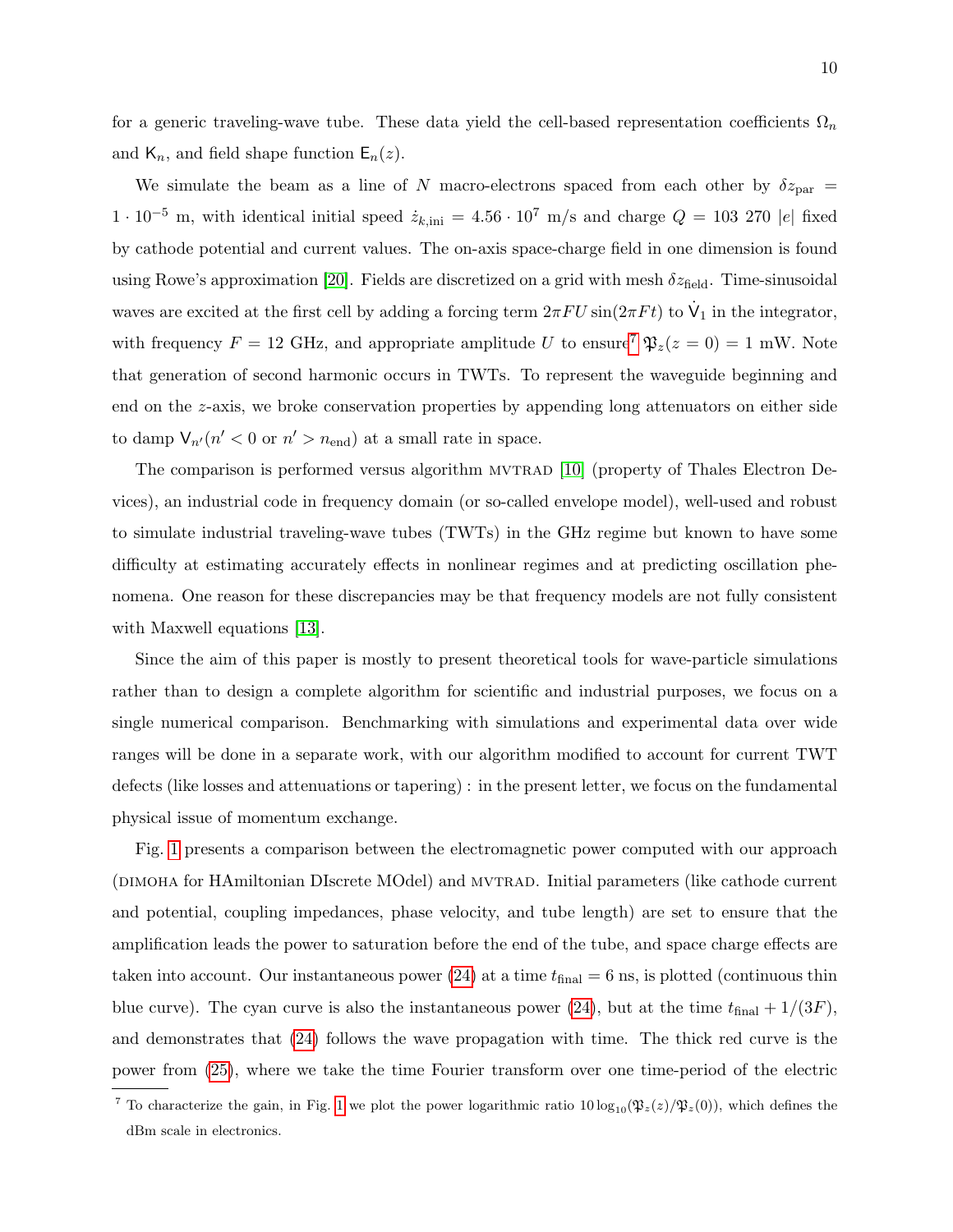for a generic traveling-wave tube. These data yield the cell-based representation coefficients $\Omega_n$ and $\mathsf{K}_n$, and field shape function $\mathsf{E}_n(z)$.

We simulate the beam as a line of $N$ macro-electrons spaced from each other by $\delta z_{\rm par} = 1 \cdot 10^{-5}$ m, with identical initial speed $\dot{z}_{k,\rm ini} = 4.56 \cdot 10^7$ m/s and charge $Q = 103\ 270\ |e|$ fixed by cathode potential and current values. The on-axis space-charge field in one dimension is found using Rowe's approximation [20]. Fields are discretized on a grid with mesh $\delta z_{\rm field}$. Time-sinusoidal waves are excited at the first cell by adding a forcing term $2\pi F U \sin(2\pi F t)$ to $\dot{\mathsf{V}}_1$ in the integrator, with frequency $F = 12$ GHz, and appropriate amplitude $U$ to ensure[7] $\mathfrak{P}_z(z=0) = 1$ mW. Note that generation of second harmonic occurs in TWTs. To represent the waveguide beginning and end on the $z$-axis, we broke conservation properties by appending long attenuators on either side to damp $\mathsf{V}_{n'}(n' < 0$ or $n' > n_{\rm end})$ at a small rate in space.

The comparison is performed versus algorithm MVTRAD [10] (property of Thales Electron Devices), an industrial code in frequency domain (or so-called envelope model), well-used and robust to simulate industrial traveling-wave tubes (TWTs) in the GHz regime but known to have some difficulty at estimating accurately effects in nonlinear regimes and at predicting oscillation phenomena. One reason for these discrepancies may be that frequency models are not fully consistent with Maxwell equations [13].

Since the aim of this paper is mostly to present theoretical tools for wave-particle simulations rather than to design a complete algorithm for scientific and industrial purposes, we focus on a single numerical comparison. Benchmarking with simulations and experimental data over wide ranges will be done in a separate work, with our algorithm modified to account for current TWT defects (like losses and attenuations or tapering) : in the present letter, we focus on the fundamental physical issue of momentum exchange.

Fig. 1 presents a comparison between the electromagnetic power computed with our approach (DIMOHA for HAmiltonian DIscrete MOdel) and MVTRAD. Initial parameters (like cathode current and potential, coupling impedances, phase velocity, and tube length) are set to ensure that the amplification leads the power to saturation before the end of the tube, and space charge effects are taken into account. Our instantaneous power (24) at a time $t_{\rm final} = 6$ ns, is plotted (continuous thin blue curve). The cyan curve is also the instantaneous power (24), but at the time $t_{\rm final} + 1/(3F)$, and demonstrates that (24) follows the wave propagation with time. The thick red curve is the power from (25), where we take the time Fourier transform over one time-period of the electric

[7] To characterize the gain, in Fig. 1 we plot the power logarithmic ratio $10 \log_{10}(\mathfrak{P}_z(z)/\mathfrak{P}_z(0))$, which defines the dBm scale in electronics.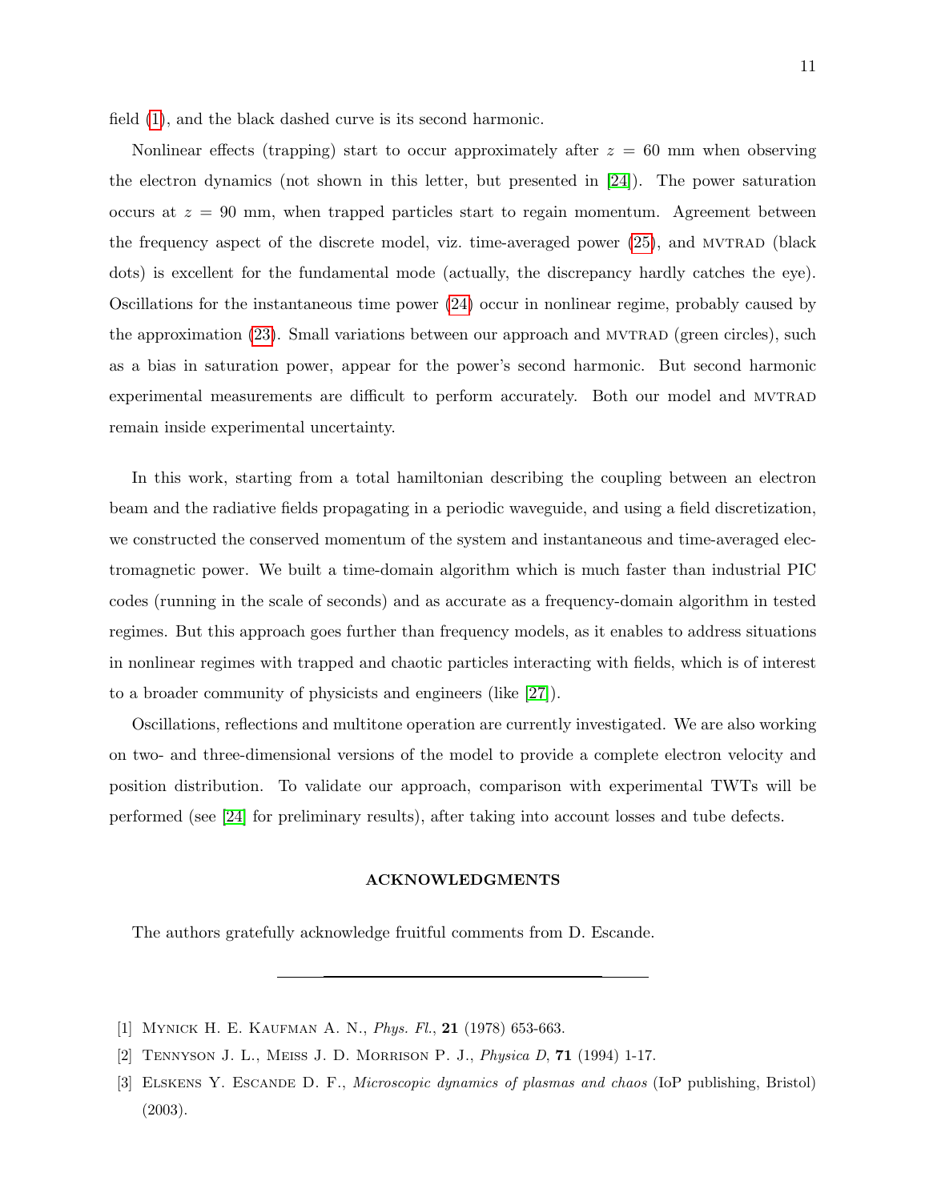field (1), and the black dashed curve is its second harmonic.

Nonlinear effects (trapping) start to occur approximately after $z = 60$ mm when observing the electron dynamics (not shown in this letter, but presented in [24]). The power saturation occurs at $z = 90$ mm, when trapped particles start to regain momentum. Agreement between the frequency aspect of the discrete model, viz. time-averaged power (25), and MVTRAD (black dots) is excellent for the fundamental mode (actually, the discrepancy hardly catches the eye). Oscillations for the instantaneous time power (24) occur in nonlinear regime, probably caused by the approximation (23). Small variations between our approach and MVTRAD (green circles), such as a bias in saturation power, appear for the power's second harmonic. But second harmonic experimental measurements are difficult to perform accurately. Both our model and MVTRAD remain inside experimental uncertainty.

In this work, starting from a total hamiltonian describing the coupling between an electron beam and the radiative fields propagating in a periodic waveguide, and using a field discretization, we constructed the conserved momentum of the system and instantaneous and time-averaged electromagnetic power. We built a time-domain algorithm which is much faster than industrial PIC codes (running in the scale of seconds) and as accurate as a frequency-domain algorithm in tested regimes. But this approach goes further than frequency models, as it enables to address situations in nonlinear regimes with trapped and chaotic particles interacting with fields, which is of interest to a broader community of physicists and engineers (like [27]).

Oscillations, reflections and multitone operation are currently investigated. We are also working on two- and three-dimensional versions of the model to provide a complete electron velocity and position distribution. To validate our approach, comparison with experimental TWTs will be performed (see [24] for preliminary results), after taking into account losses and tube defects.

## ACKNOWLEDGMENTS

The authors gratefully acknowledge fruitful comments from D. Escande.

---

[1] Mynick H. E. Kaufman A. N., *Phys. Fl.*, **21** (1978) 653-663.

[2] Tennyson J. L., Meiss J. D. Morrison P. J., *Physica D*, **71** (1994) 1-17.

[3] Elskens Y. Escande D. F., *Microscopic dynamics of plasmas and chaos* (IoP publishing, Bristol) (2003).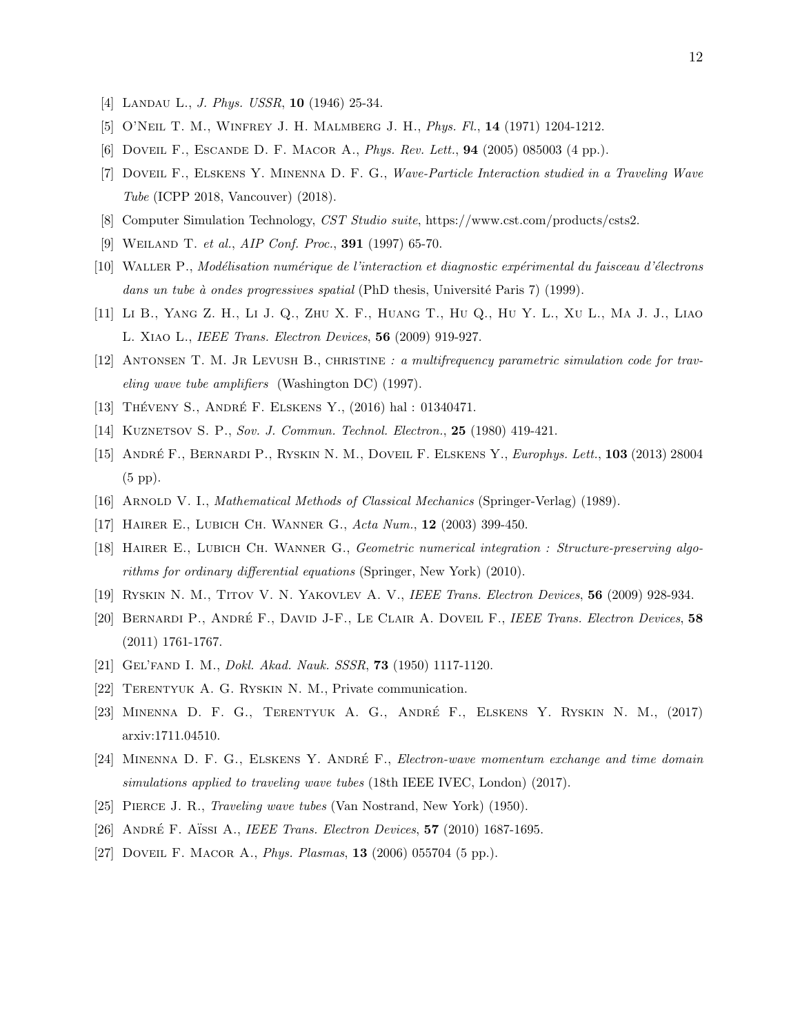[4] Landau L., *J. Phys. USSR*, **10** (1946) 25-34.

[5] O'Neil T. M., Winfrey J. H. Malmberg J. H., *Phys. Fl.*, **14** (1971) 1204-1212.

[6] Doveil F., Escande D. F. Macor A., *Phys. Rev. Lett.*, **94** (2005) 085003 (4 pp.).

[7] Doveil F., Elskens Y. Minenna D. F. G., *Wave-Particle Interaction studied in a Traveling Wave Tube* (ICPP 2018, Vancouver) (2018).

[8] Computer Simulation Technology, *CST Studio suite*, https://www.cst.com/products/csts2.

[9] Weiland T. *et al.*, *AIP Conf. Proc.*, **391** (1997) 65-70.

[10] Waller P., *Modélisation numérique de l'interaction et diagnostic expérimental du faisceau d'électrons dans un tube à ondes progressives spatial* (PhD thesis, Université Paris 7) (1999).

[11] Li B., Yang Z. H., Li J. Q., Zhu X. F., Huang T., Hu Q., Hu Y. L., Xu L., Ma J. J., Liao L. Xiao L., *IEEE Trans. Electron Devices*, **56** (2009) 919-927.

[12] Antonsen T. M. Jr Levush B., christine *: a multifrequency parametric simulation code for traveling wave tube amplifiers* (Washington DC) (1997).

[13] Théveny S., André F. Elskens Y., (2016) hal : 01340471.

[14] Kuznetsov S. P., *Sov. J. Commun. Technol. Electron.*, **25** (1980) 419-421.

[15] André F., Bernardi P., Ryskin N. M., Doveil F. Elskens Y., *Europhys. Lett.*, **103** (2013) 28004 (5 pp).

[16] Arnold V. I., *Mathematical Methods of Classical Mechanics* (Springer-Verlag) (1989).

[17] Hairer E., Lubich Ch. Wanner G., *Acta Num.*, **12** (2003) 399-450.

[18] Hairer E., Lubich Ch. Wanner G., *Geometric numerical integration : Structure-preserving algorithms for ordinary differential equations* (Springer, New York) (2010).

[19] Ryskin N. M., Titov V. N. Yakovlev A. V., *IEEE Trans. Electron Devices*, **56** (2009) 928-934.

[20] Bernardi P., André F., David J-F., Le Clair A. Doveil F., *IEEE Trans. Electron Devices*, **58** (2011) 1761-1767.

[21] Gel'fand I. M., *Dokl. Akad. Nauk. SSSR*, **73** (1950) 1117-1120.

[22] Terentyuk A. G. Ryskin N. M., Private communication.

[23] Minenna D. F. G., Terentyuk A. G., André F., Elskens Y. Ryskin N. M., (2017) arxiv:1711.04510.

[24] Minenna D. F. G., Elskens Y. André F., *Electron-wave momentum exchange and time domain simulations applied to traveling wave tubes* (18th IEEE IVEC, London) (2017).

[25] Pierce J. R., *Traveling wave tubes* (Van Nostrand, New York) (1950).

[26] André F. Aïssi A., *IEEE Trans. Electron Devices*, **57** (2010) 1687-1695.

[27] Doveil F. Macor A., *Phys. Plasmas*, **13** (2006) 055704 (5 pp.).